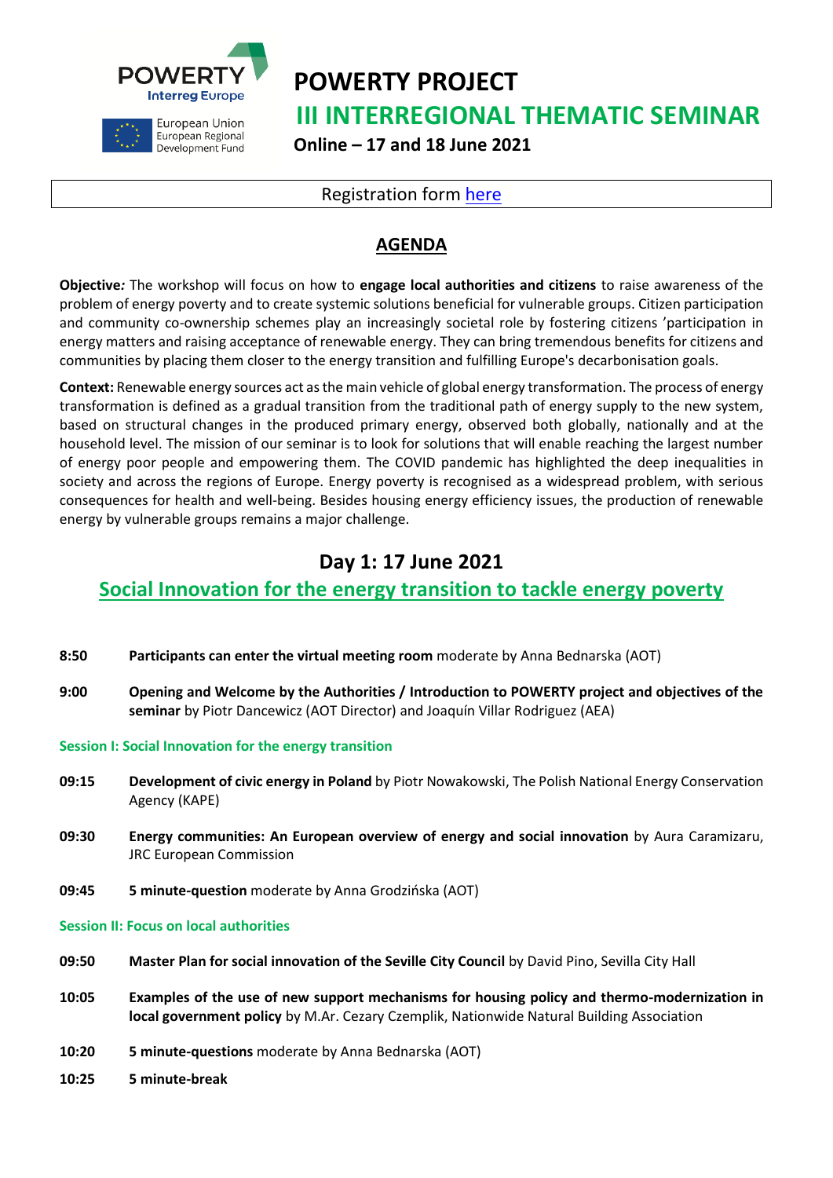POWERTY Interreg Europe

European Union
European Regional Development Fund

# POWERTY PROJECT

# III INTERREGIONAL THEMATIC SEMINAR

**Online – 17 and 18 June 2021**

Registration form [here]

## AGENDA

**Objective:** The workshop will focus on how to **engage local authorities and citizens** to raise awareness of the problem of energy poverty and to create systemic solutions beneficial for vulnerable groups. Citizen participation and community co-ownership schemes play an increasingly societal role by fostering citizens 'participation in energy matters and raising acceptance of renewable energy. They can bring tremendous benefits for citizens and communities by placing them closer to the energy transition and fulfilling Europe's decarbonisation goals.

**Context:** Renewable energy sources act as the main vehicle of global energy transformation. The process of energy transformation is defined as a gradual transition from the traditional path of energy supply to the new system, based on structural changes in the produced primary energy, observed both globally, nationally and at the household level. The mission of our seminar is to look for solutions that will enable reaching the largest number of energy poor people and empowering them. The COVID pandemic has highlighted the deep inequalities in society and across the regions of Europe. Energy poverty is recognised as a widespread problem, with serious consequences for health and well-being. Besides housing energy efficiency issues, the production of renewable energy by vulnerable groups remains a major challenge.

## Day 1: 17 June 2021

### Social Innovation for the energy transition to tackle energy poverty

**8:50** **Participants can enter the virtual meeting room** moderate by Anna Bednarska (AOT)

**9:00** **Opening and Welcome by the Authorities / Introduction to POWERTY project and objectives of the seminar** by Piotr Dancewicz (AOT Director) and Joaquín Villar Rodriguez (AEA)

#### Session I: Social Innovation for the energy transition

**09:15** **Development of civic energy in Poland** by Piotr Nowakowski, The Polish National Energy Conservation Agency (KAPE)

**09:30** **Energy communities: An European overview of energy and social innovation** by Aura Caramizaru, JRC European Commission

**09:45** **5 minute-question** moderate by Anna Grodzińska (AOT)

#### Session II: Focus on local authorities

**09:50** **Master Plan for social innovation of the Seville City Council** by David Pino, Sevilla City Hall

**10:05** **Examples of the use of new support mechanisms for housing policy and thermo-modernization in local government policy** by M.Ar. Cezary Czemplik, Nationwide Natural Building Association

**10:20** **5 minute-questions** moderate by Anna Bednarska (AOT)

**10:25** **5 minute-break**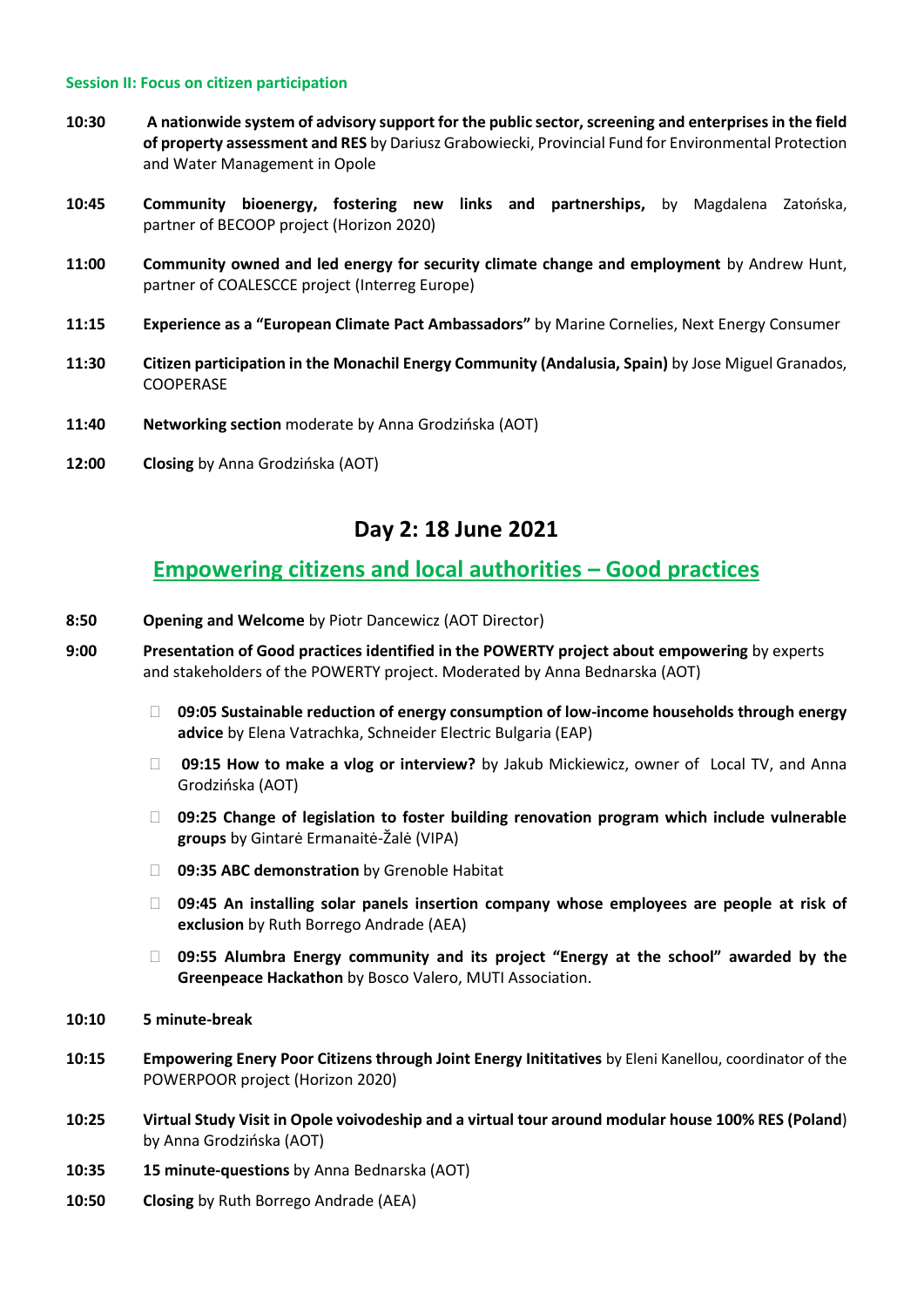**Session II: Focus on citizen participation**

**10:30** **A nationwide system of advisory support for the public sector, screening and enterprises in the field of property assessment and RES** by Dariusz Grabowiecki, Provincial Fund for Environmental Protection and Water Management in Opole

**10:45** **Community bioenergy, fostering new links and partnerships,** by Magdalena Zatońska, partner of BECOOP project (Horizon 2020)

**11:00** **Community owned and led energy for security climate change and employment** by Andrew Hunt, partner of COALESCCE project (Interreg Europe)

**11:15** **Experience as a "European Climate Pact Ambassadors"** by Marine Cornelies, Next Energy Consumer

**11:30** **Citizen participation in the Monachil Energy Community (Andalusia, Spain)** by Jose Miguel Granados, COOPERASE

**11:40** **Networking section** moderate by Anna Grodzińska (AOT)

**12:00** **Closing** by Anna Grodzińska (AOT)

## Day 2: 18 June 2021

## Empowering citizens and local authorities – Good practices

**8:50** **Opening and Welcome** by Piotr Dancewicz (AOT Director)

**9:00** **Presentation of Good practices identified in the POWERTY project about empowering** by experts and stakeholders of the POWERTY project. Moderated by Anna Bednarska (AOT)

- **09:05 Sustainable reduction of energy consumption of low-income households through energy advice** by Elena Vatrachka, Schneider Electric Bulgaria (EAP)
- **09:15 How to make a vlog or interview?** by Jakub Mickiewicz, owner of Local TV, and Anna Grodzińska (AOT)
- **09:25 Change of legislation to foster building renovation program which include vulnerable groups** by Gintarė Ermanaitė-Žalė (VIPA)
- **09:35 ABC demonstration** by Grenoble Habitat
- **09:45 An installing solar panels insertion company whose employees are people at risk of exclusion** by Ruth Borrego Andrade (AEA)
- **09:55 Alumbra Energy community and its project "Energy at the school" awarded by the Greenpeace Hackathon** by Bosco Valero, MUTI Association.

**10:10** **5 minute-break**

**10:15** **Empowering Enery Poor Citizens through Joint Energy Inititatives** by Eleni Kanellou, coordinator of the POWERPOOR project (Horizon 2020)

**10:25** **Virtual Study Visit in Opole voivodeship and a virtual tour around modular house 100% RES (Poland**) by Anna Grodzińska (AOT)

**10:35** **15 minute-questions** by Anna Bednarska (AOT)

**10:50** **Closing** by Ruth Borrego Andrade (AEA)